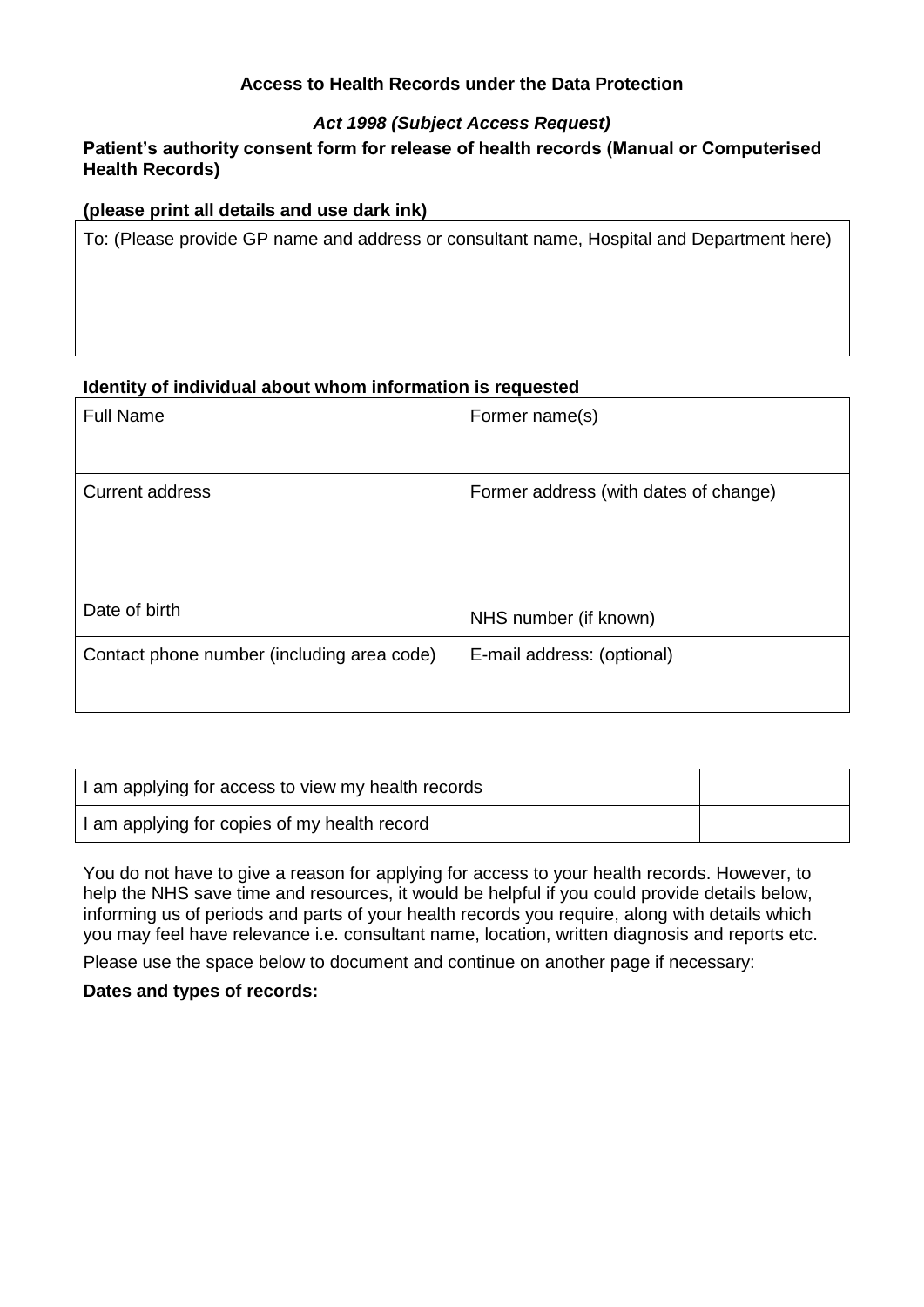**Access to Health Records under the Data Protection**

***Act 1998 (Subject Access Request)***

**Patient's authority consent form for release of health records (Manual or Computerised Health Records)**

**(please print all details and use dark ink)**

| To: (Please provide GP name and address or consultant name, Hospital and Department here) |
|---|
| |

**Identity of individual about whom information is requested**

| Full Name | Former name(s) |
|---|---|
| Current address | Former address (with dates of change) |
| Date of birth | NHS number (if known) |
| Contact phone number (including area code) | E-mail address: (optional) |

| | |
|---|---|
| I am applying for access to view my health records | |
| I am applying for copies of my health record | |

You do not have to give a reason for applying for access to your health records. However, to help the NHS save time and resources, it would be helpful if you could provide details below, informing us of periods and parts of your health records you require, along with details which you may feel have relevance i.e. consultant name, location, written diagnosis and reports etc.

Please use the space below to document and continue on another page if necessary:

**Dates and types of records:**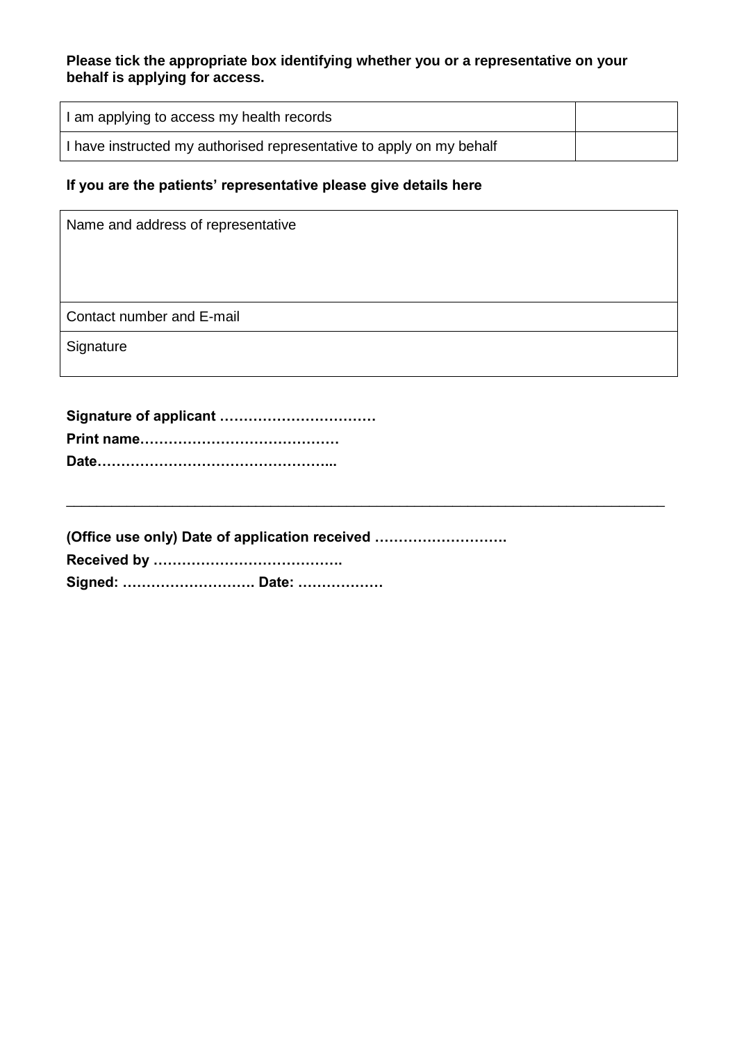**Please tick the appropriate box identifying whether you or a representative on your behalf is applying for access.**

| | |
|---|---|
| I am applying to access my health records | |
| I have instructed my authorised representative to apply on my behalf | |

**If you are the patients' representative please give details here**

| |
|---|
| Name and address of representative |
| Contact number and E-mail |
| Signature |

**Signature of applicant ……………………………**

**Print name……………………………………**

**Date…………………………………………...**

---

**(Office use only) Date of application received ……………………….**

**Received by ………………………………….**

**Signed: ………………………. Date: ………………**